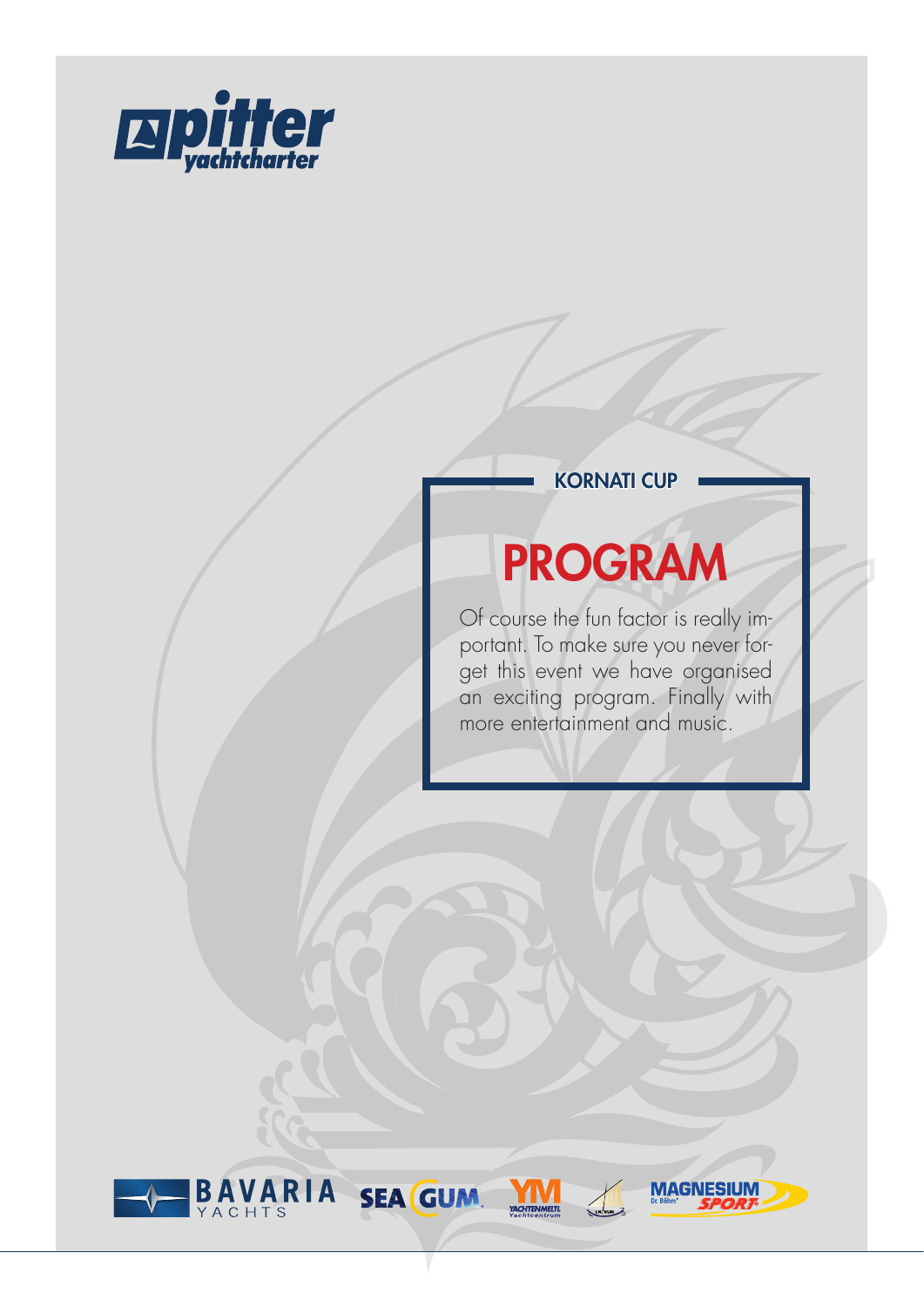KORNATI CUP

# PROGRAM

Of course the fun factor is really important. To make sure you never forget this event we have organised an exciting program. Finally with more entertainment and music.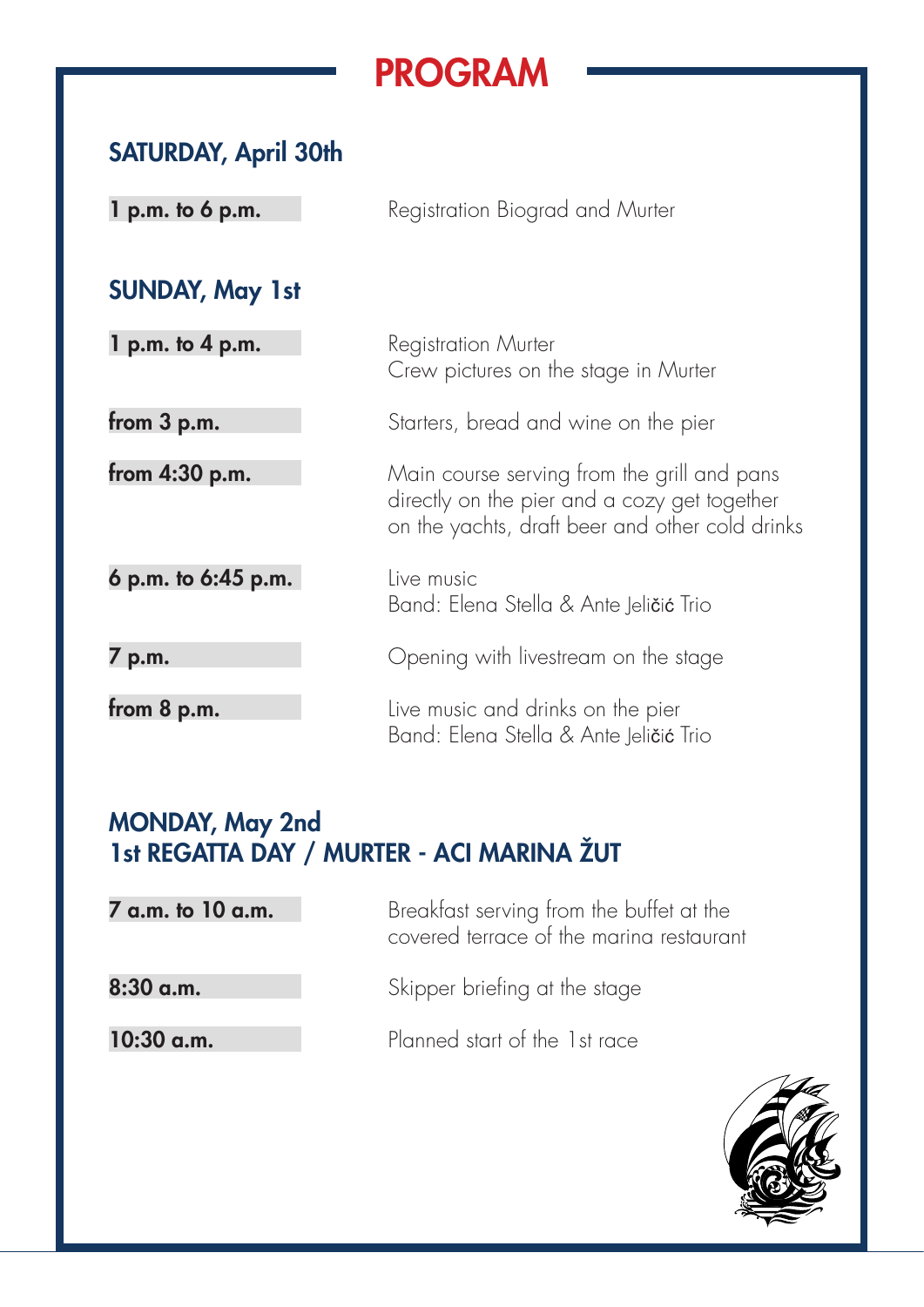# PROGRAM

## SATURDAY, April 30th

| | |
|---|---|
| **1 p.m. to 6 p.m.** | Registration Biograd and Murter |

## SUNDAY, May 1st

| | |
|---|---|
| **1 p.m. to 4 p.m.** | Registration Murter<br>Crew pictures on the stage in Murter |
| **from 3 p.m.** | Starters, bread and wine on the pier |
| **from 4:30 p.m.** | Main course serving from the grill and pans directly on the pier and a cozy get together on the yachts, draft beer and other cold drinks |
| **6 p.m. to 6:45 p.m.** | Live music<br>Band: Elena Stella & Ante Jeličić Trio |
| **7 p.m.** | Opening with livestream on the stage |
| **from 8 p.m.** | Live music and drinks on the pier<br>Band: Elena Stella & Ante Jeličić Trio |

## MONDAY, May 2nd
## 1st REGATTA DAY / MURTER - ACI MARINA ŽUT

| | |
|---|---|
| **7 a.m. to 10 a.m.** | Breakfast serving from the buffet at the covered terrace of the marina restaurant |
| **8:30 a.m.** | Skipper briefing at the stage |
| **10:30 a.m.** | Planned start of the 1st race |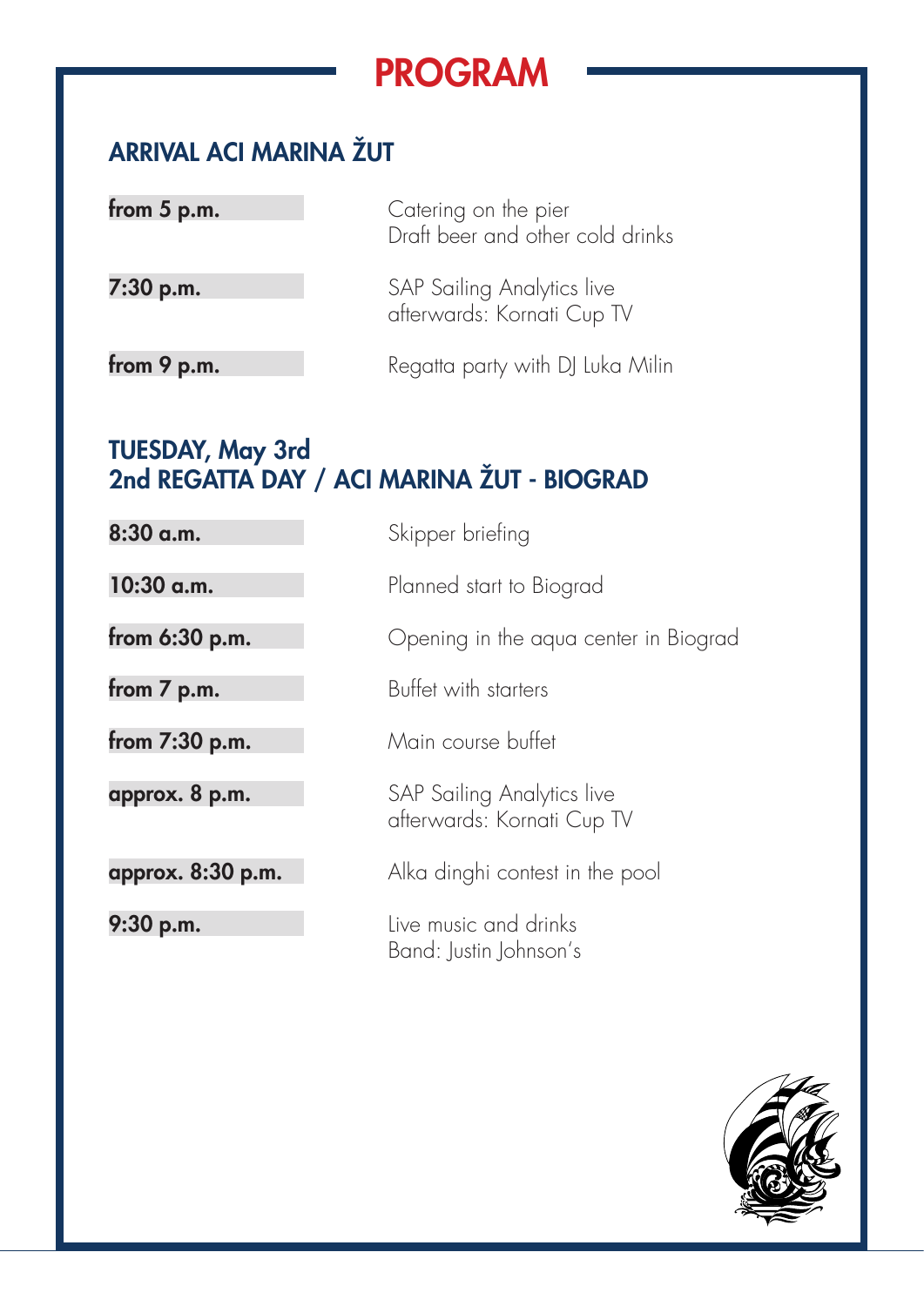# PROGRAM

## ARRIVAL ACI MARINA ŽUT

| | |
|---|---|
| **from 5 p.m.** | Catering on the pier<br>Draft beer and other cold drinks |
| **7:30 p.m.** | SAP Sailing Analytics live<br>afterwards: Kornati Cup TV |
| **from 9 p.m.** | Regatta party with DJ Luka Milin |

## TUESDAY, May 3rd
## 2nd REGATTA DAY / ACI MARINA ŽUT - BIOGRAD

| | |
|---|---|
| **8:30 a.m.** | Skipper briefing |
| **10:30 a.m.** | Planned start to Biograd |
| **from 6:30 p.m.** | Opening in the aqua center in Biograd |
| **from 7 p.m.** | Buffet with starters |
| **from 7:30 p.m.** | Main course buffet |
| **approx. 8 p.m.** | SAP Sailing Analytics live<br>afterwards: Kornati Cup TV |
| **approx. 8:30 p.m.** | Alka dinghi contest in the pool |
| **9:30 p.m.** | Live music and drinks<br>Band: Justin Johnson's |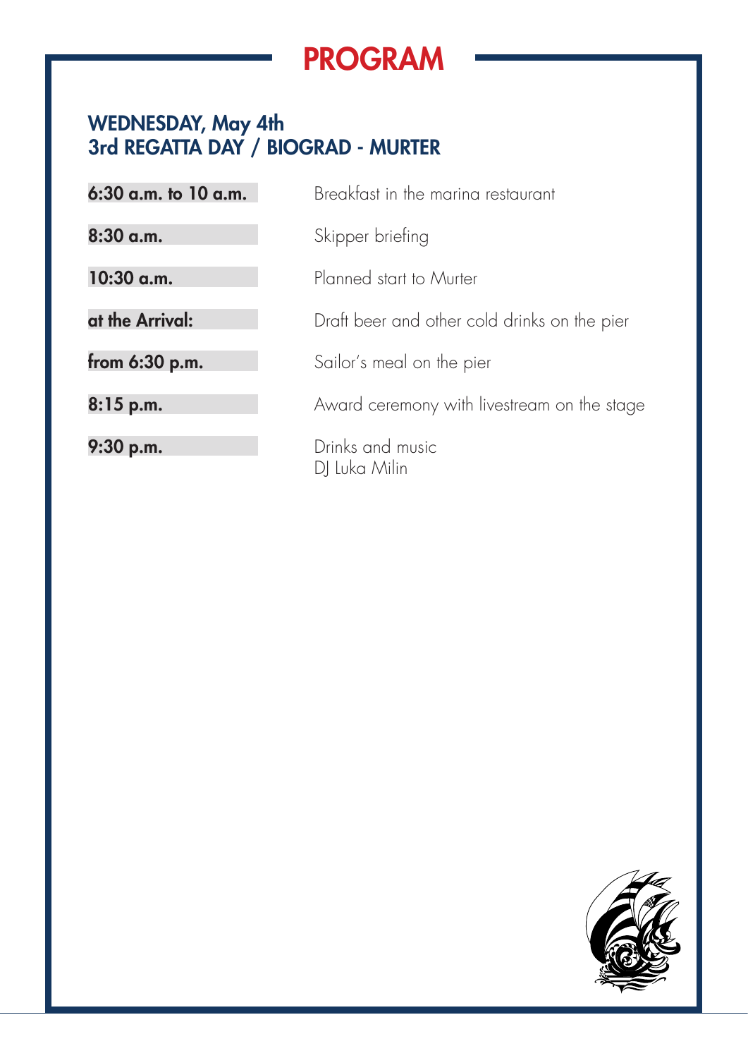# PROGRAM

## WEDNESDAY, May 4th
## 3rd REGATTA DAY / BIOGRAD - MURTER

| | |
|---|---|
| **6:30 a.m. to 10 a.m.** | Breakfast in the marina restaurant |
| **8:30 a.m.** | Skipper briefing |
| **10:30 a.m.** | Planned start to Murter |
| **at the Arrival:** | Draft beer and other cold drinks on the pier |
| **from 6:30 p.m.** | Sailor's meal on the pier |
| **8:15 p.m.** | Award ceremony with livestream on the stage |
| **9:30 p.m.** | Drinks and music<br>DJ Luka Milin |